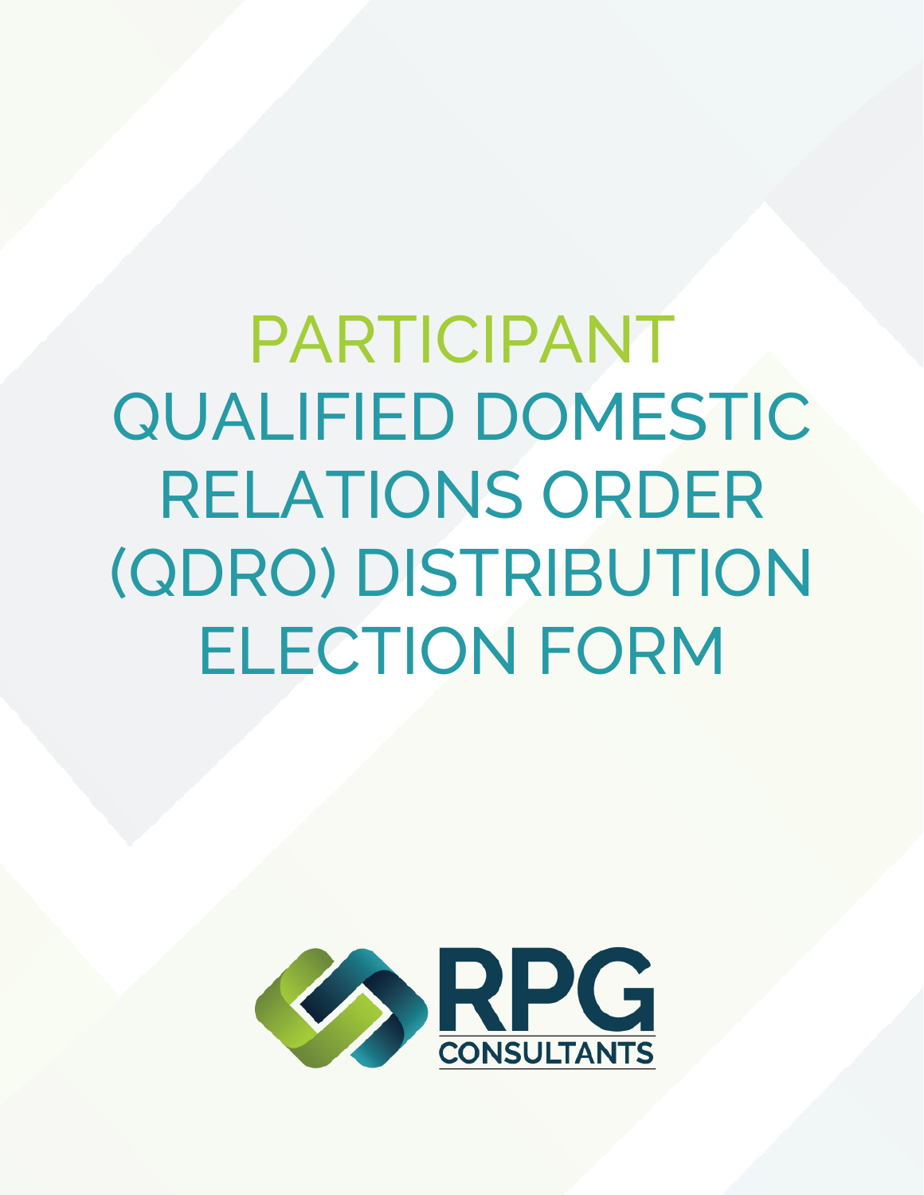# PARTICIPANT QUALIFIED DOMESTIC RELATIONS ORDER (QDRO) DISTRIBUTION ELECTION FORM

RPG CONSULTANTS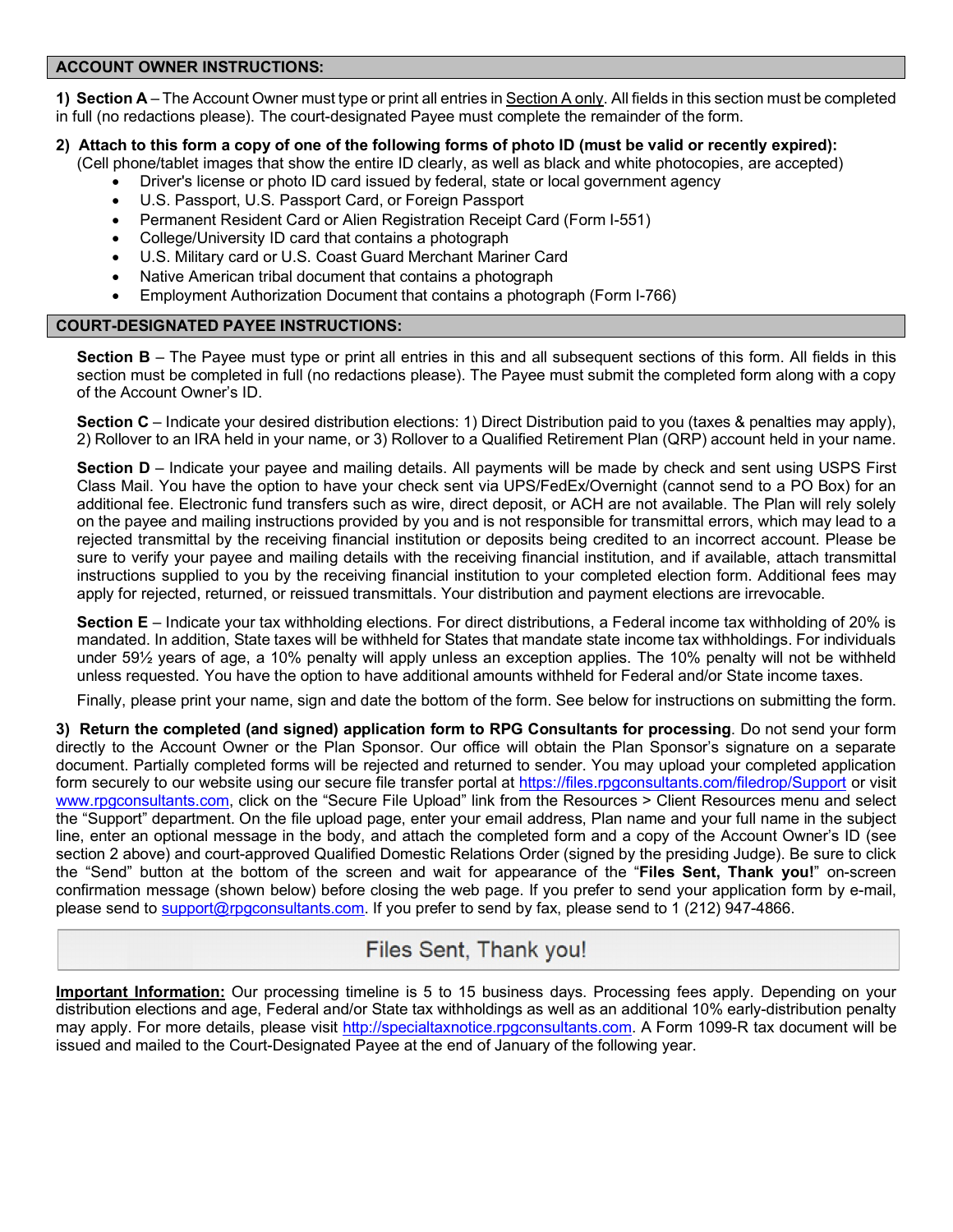## ACCOUNT OWNER INSTRUCTIONS:

**1) Section A** – The Account Owner must type or print all entries in Section A only. All fields in this section must be completed in full (no redactions please). The court-designated Payee must complete the remainder of the form.

**2) Attach to this form a copy of one of the following forms of photo ID (must be valid or recently expired):**
(Cell phone/tablet images that show the entire ID clearly, as well as black and white photocopies, are accepted)

- Driver's license or photo ID card issued by federal, state or local government agency
- U.S. Passport, U.S. Passport Card, or Foreign Passport
- Permanent Resident Card or Alien Registration Receipt Card (Form I-551)
- College/University ID card that contains a photograph
- U.S. Military card or U.S. Coast Guard Merchant Mariner Card
- Native American tribal document that contains a photograph
- Employment Authorization Document that contains a photograph (Form I-766)

## COURT-DESIGNATED PAYEE INSTRUCTIONS:

**Section B** – The Payee must type or print all entries in this and all subsequent sections of this form. All fields in this section must be completed in full (no redactions please). The Payee must submit the completed form along with a copy of the Account Owner's ID.

**Section C** – Indicate your desired distribution elections: 1) Direct Distribution paid to you (taxes & penalties may apply), 2) Rollover to an IRA held in your name, or 3) Rollover to a Qualified Retirement Plan (QRP) account held in your name.

**Section D** – Indicate your payee and mailing details. All payments will be made by check and sent using USPS First Class Mail. You have the option to have your check sent via UPS/FedEx/Overnight (cannot send to a PO Box) for an additional fee. Electronic fund transfers such as wire, direct deposit, or ACH are not available. The Plan will rely solely on the payee and mailing instructions provided by you and is not responsible for transmittal errors, which may lead to a rejected transmittal by the receiving financial institution or deposits being credited to an incorrect account. Please be sure to verify your payee and mailing details with the receiving financial institution, and if available, attach transmittal instructions supplied to you by the receiving financial institution to your completed election form. Additional fees may apply for rejected, returned, or reissued transmittals. Your distribution and payment elections are irrevocable.

**Section E** – Indicate your tax withholding elections. For direct distributions, a Federal income tax withholding of 20% is mandated. In addition, State taxes will be withheld for States that mandate state income tax withholdings. For individuals under 59½ years of age, a 10% penalty will apply unless an exception applies. The 10% penalty will not be withheld unless requested. You have the option to have additional amounts withheld for Federal and/or State income taxes.

Finally, please print your name, sign and date the bottom of the form. See below for instructions on submitting the form.

**3) Return the completed (and signed) application form to RPG Consultants for processing**. Do not send your form directly to the Account Owner or the Plan Sponsor. Our office will obtain the Plan Sponsor's signature on a separate document. Partially completed forms will be rejected and returned to sender. You may upload your completed application form securely to our website using our secure file transfer portal at https://files.rpgconsultants.com/filedrop/Support or visit www.rpgconsultants.com, click on the "Secure File Upload" link from the Resources > Client Resources menu and select the "Support" department. On the file upload page, enter your email address, Plan name and your full name in the subject line, enter an optional message in the body, and attach the completed form and a copy of the Account Owner's ID (see section 2 above) and court-approved Qualified Domestic Relations Order (signed by the presiding Judge). Be sure to click the "Send" button at the bottom of the screen and wait for appearance of the "**Files Sent, Thank you!**" on-screen confirmation message (shown below) before closing the web page. If you prefer to send your application form by e-mail, please send to support@rpgconsultants.com. If you prefer to send by fax, please send to 1 (212) 947-4866.

Files Sent, Thank you!

**Important Information:** Our processing timeline is 5 to 15 business days. Processing fees apply. Depending on your distribution elections and age, Federal and/or State tax withholdings as well as an additional 10% early-distribution penalty may apply. For more details, please visit http://specialtaxnotice.rpgconsultants.com. A Form 1099-R tax document will be issued and mailed to the Court-Designated Payee at the end of January of the following year.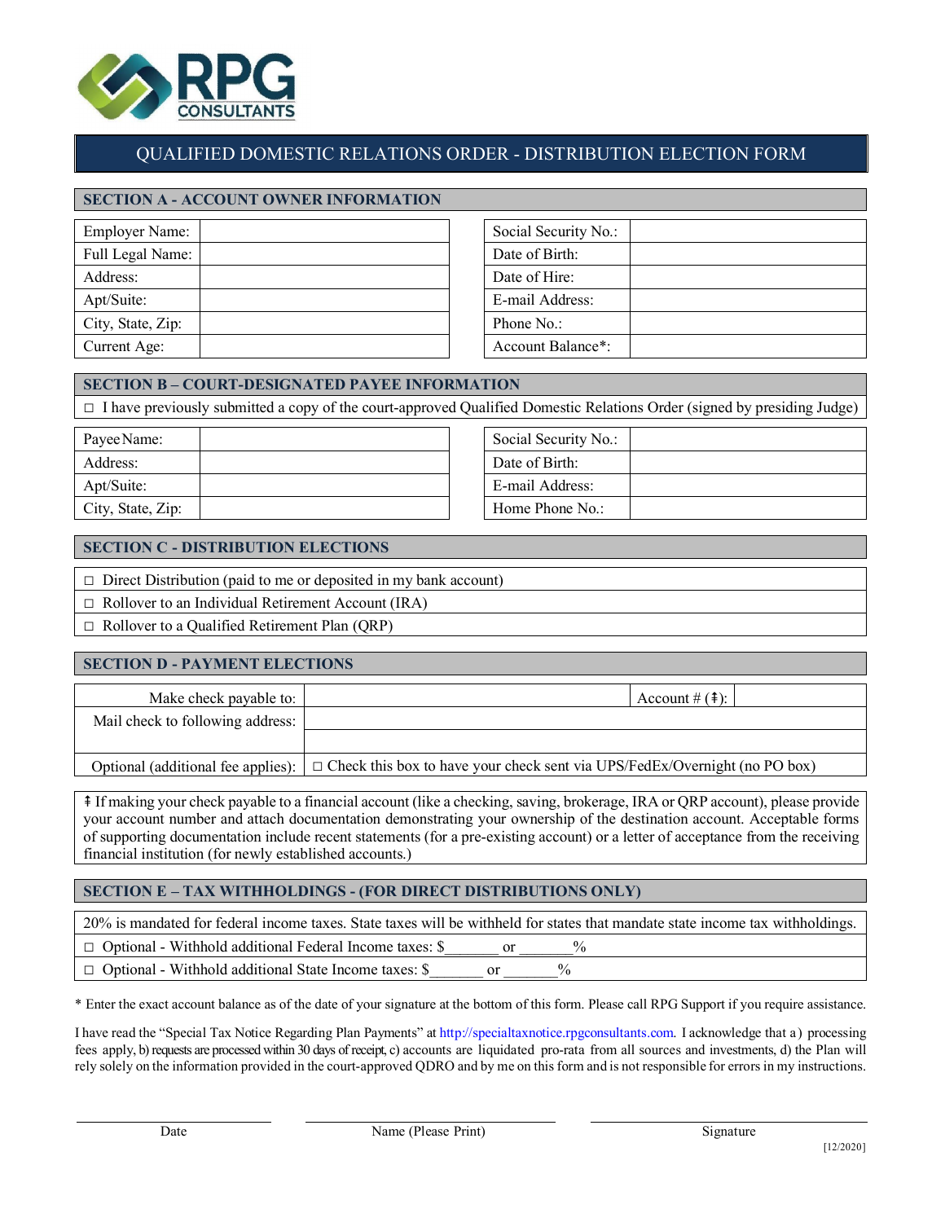RPG CONSULTANTS

# QUALIFIED DOMESTIC RELATIONS ORDER - DISTRIBUTION ELECTION FORM

## SECTION A - ACCOUNT OWNER INFORMATION

| | | | |
|---|---|---|---|
| Employer Name: | | Social Security No.: | |
| Full Legal Name: | | Date of Birth: | |
| Address: | | Date of Hire: | |
| Apt/Suite: | | E-mail Address: | |
| City, State, Zip: | | Phone No.: | |
| Current Age: | | Account Balance*: | |

## SECTION B – COURT-DESIGNATED PAYEE INFORMATION

□ I have previously submitted a copy of the court-approved Qualified Domestic Relations Order (signed by presiding Judge)

| | | | |
|---|---|---|---|
| Payee Name: | | Social Security No.: | |
| Address: | | Date of Birth: | |
| Apt/Suite: | | E-mail Address: | |
| City, State, Zip: | | Home Phone No.: | |

## SECTION C - DISTRIBUTION ELECTIONS

□ Direct Distribution (paid to me or deposited in my bank account)

□ Rollover to an Individual Retirement Account (IRA)

□ Rollover to a Qualified Retirement Plan (QRP)

## SECTION D - PAYMENT ELECTIONS

| | | | |
|---|---|---|---|
| Make check payable to: | | Account # (ǂ): | |
| Mail check to following address: | | | |
| | | | |
| Optional (additional fee applies): | □ Check this box to have your check sent via UPS/FedEx/Overnight (no PO box) | | |

ǂ If making your check payable to a financial account (like a checking, saving, brokerage, IRA or QRP account), please provide your account number and attach documentation demonstrating your ownership of the destination account. Acceptable forms of supporting documentation include recent statements (for a pre-existing account) or a letter of acceptance from the receiving financial institution (for newly established accounts.)

## SECTION E – TAX WITHHOLDINGS - (FOR DIRECT DISTRIBUTIONS ONLY)

20% is mandated for federal income taxes. State taxes will be withheld for states that mandate state income tax withholdings.

□ Optional - Withhold additional Federal Income taxes: $_______ or _______%

□ Optional - Withhold additional State Income taxes: $_______ or _______%

* Enter the exact account balance as of the date of your signature at the bottom of this form. Please call RPG Support if you require assistance.

I have read the "Special Tax Notice Regarding Plan Payments" at http://specialtaxnotice.rpgconsultants.com. I acknowledge that a) processing fees apply, b) requests are processed within 30 days of receipt, c) accounts are liquidated pro-rata from all sources and investments, d) the Plan will rely solely on the information provided in the court-approved QDRO and by me on this form and is not responsible for errors in my instructions.

| | | |
|---|---|---|
| ____________________ | ____________________ | ____________________ |
| Date | Name (Please Print) | Signature |

[12/2020]